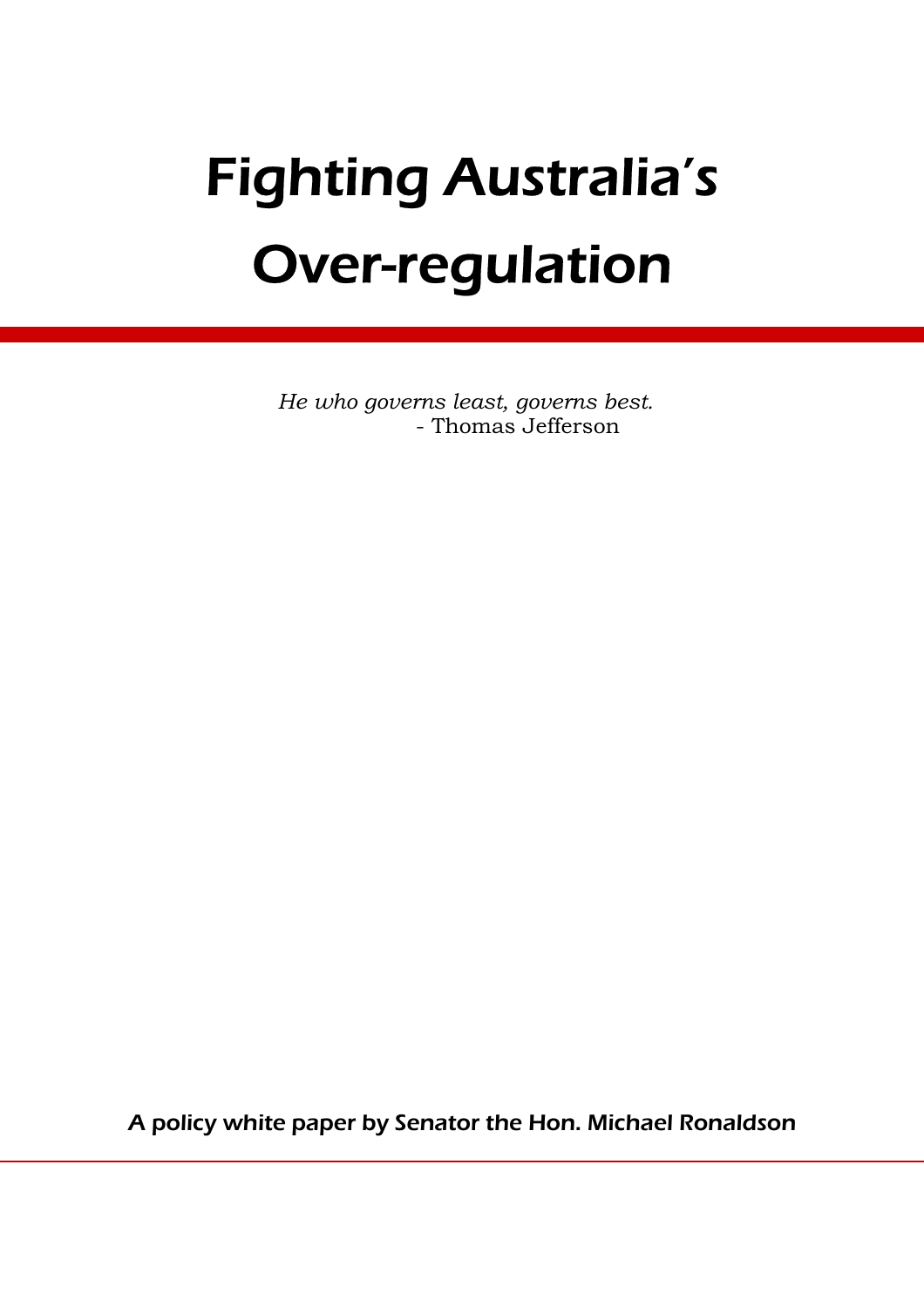# Fighting Australia's Over-regulation

*He who governs least, governs best.*
- Thomas Jefferson

A policy white paper by Senator the Hon. Michael Ronaldson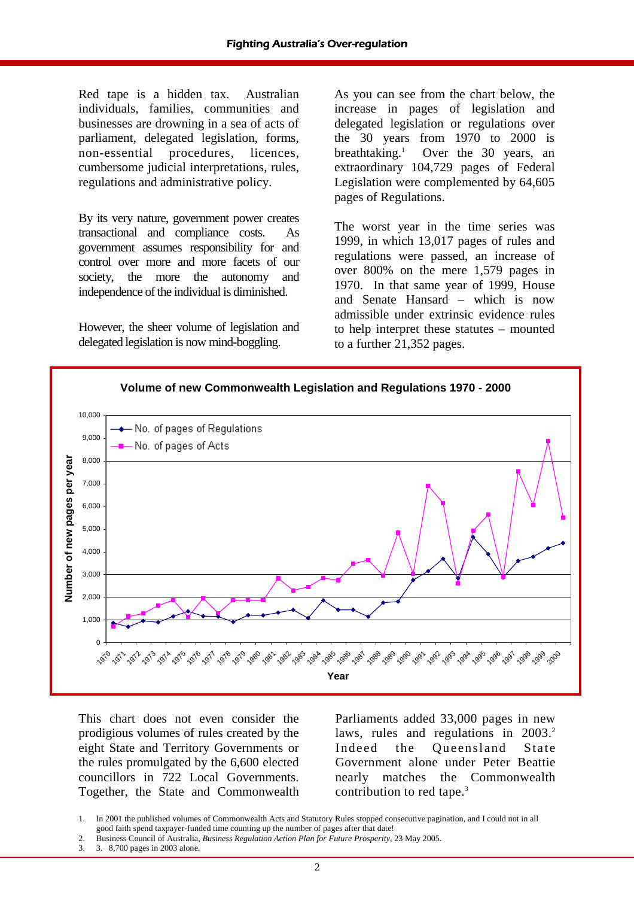Red tape is a hidden tax. Australian individuals, families, communities and businesses are drowning in a sea of acts of parliament, delegated legislation, forms, non-essential procedures, licences, cumbersome judicial interpretations, rules, regulations and administrative policy.

By its very nature, government power creates transactional and compliance costs. As government assumes responsibility for and control over more and more facets of our society, the more the autonomy and independence of the individual is diminished.

However, the sheer volume of legislation and delegated legislation is now mind-boggling.

As you can see from the chart below, the increase in pages of legislation and delegated legislation or regulations over the 30 years from 1970 to 2000 is breathtaking.[1] Over the 30 years, an extraordinary 104,729 pages of Federal Legislation were complemented by 64,605 pages of Regulations.

The worst year in the time series was 1999, in which 13,017 pages of rules and regulations were passed, an increase of over 800% on the mere 1,579 pages in 1970. In that same year of 1999, House and Senate Hansard – which is now admissible under extrinsic evidence rules to help interpret these statutes – mounted to a further 21,352 pages.

**Volume of new Commonwealth Legislation and Regulations 1970 - 2000**

This chart does not even consider the prodigious volumes of rules created by the eight State and Territory Governments or the rules promulgated by the 6,600 elected councillors in 722 Local Governments. Together, the State and Commonwealth Parliaments added 33,000 pages in new laws, rules and regulations in 2003.[2] Indeed the Queensland State Government alone under Peter Beattie nearly matches the Commonwealth contribution to red tape.[3]

1. In 2001 the published volumes of Commonwealth Acts and Statutory Rules stopped consecutive pagination, and I could not in all good faith spend taxpayer-funded time counting up the number of pages after that date!
2. Business Council of Australia, *Business Regulation Action Plan for Future Prosperity*, 23 May 2005.
3. 3. 8,700 pages in 2003 alone.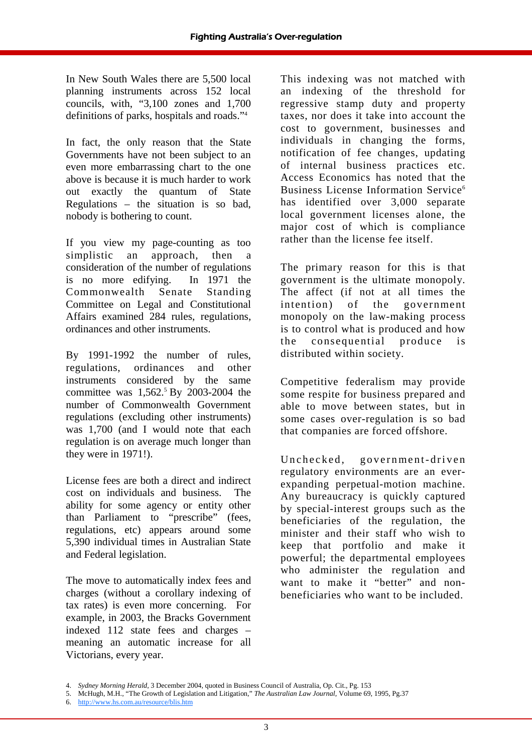In New South Wales there are 5,500 local planning instruments across 152 local councils, with, "3,100 zones and 1,700 definitions of parks, hospitals and roads."[4]

In fact, the only reason that the State Governments have not been subject to an even more embarrassing chart to the one above is because it is much harder to work out exactly the quantum of State Regulations – the situation is so bad, nobody is bothering to count.

If you view my page-counting as too simplistic an approach, then a consideration of the number of regulations is no more edifying. In 1971 the Commonwealth Senate Standing Committee on Legal and Constitutional Affairs examined 284 rules, regulations, ordinances and other instruments.

By 1991-1992 the number of rules, regulations, ordinances and other instruments considered by the same committee was 1,562.[5] By 2003-2004 the number of Commonwealth Government regulations (excluding other instruments) was 1,700 (and I would note that each regulation is on average much longer than they were in 1971!).

License fees are both a direct and indirect cost on individuals and business. The ability for some agency or entity other than Parliament to "prescribe" (fees, regulations, etc) appears around some 5,390 individual times in Australian State and Federal legislation.

The move to automatically index fees and charges (without a corollary indexing of tax rates) is even more concerning. For example, in 2003, the Bracks Government indexed 112 state fees and charges – meaning an automatic increase for all Victorians, every year.

This indexing was not matched with an indexing of the threshold for regressive stamp duty and property taxes, nor does it take into account the cost to government, businesses and individuals in changing the forms, notification of fee changes, updating of internal business practices etc. Access Economics has noted that the Business License Information Service[6] has identified over 3,000 separate local government licenses alone, the major cost of which is compliance rather than the license fee itself.

The primary reason for this is that government is the ultimate monopoly. The affect (if not at all times the intention) of the government monopoly on the law-making process is to control what is produced and how the consequential produce is distributed within society.

Competitive federalism may provide some respite for business prepared and able to move between states, but in some cases over-regulation is so bad that companies are forced offshore.

Unchecked, government-driven regulatory environments are an ever-expanding perpetual-motion machine. Any bureaucracy is quickly captured by special-interest groups such as the beneficiaries of the regulation, the minister and their staff who wish to keep that portfolio and make it powerful; the departmental employees who administer the regulation and want to make it "better" and non-beneficiaries who want to be included.

---

4. *Sydney Morning Herald*, 3 December 2004, quoted in Business Council of Australia, Op. Cit., Pg. 153
5. McHugh, M.H., "The Growth of Legislation and Litigation," *The Australian Law Journal*, Volume 69, 1995, Pg.37
6. http://www.hs.com.au/resource/blis.htm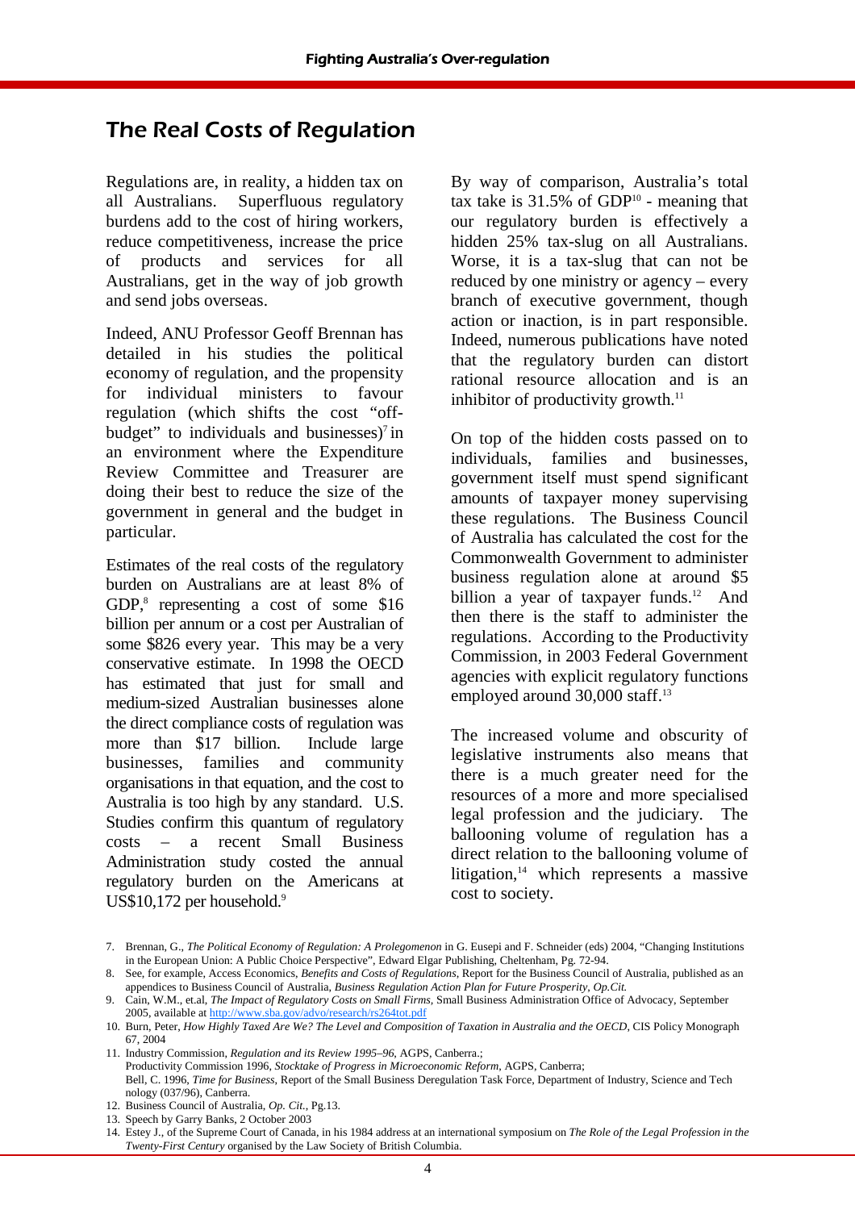## The Real Costs of Regulation

Regulations are, in reality, a hidden tax on all Australians. Superfluous regulatory burdens add to the cost of hiring workers, reduce competitiveness, increase the price of products and services for all Australians, get in the way of job growth and send jobs overseas.

Indeed, ANU Professor Geoff Brennan has detailed in his studies the political economy of regulation, and the propensity for individual ministers to favour regulation (which shifts the cost "off-budget" to individuals and businesses)[7] in an environment where the Expenditure Review Committee and Treasurer are doing their best to reduce the size of the government in general and the budget in particular.

Estimates of the real costs of the regulatory burden on Australians are at least 8% of GDP,[8] representing a cost of some $16 billion per annum or a cost per Australian of some $826 every year. This may be a very conservative estimate. In 1998 the OECD has estimated that just for small and medium-sized Australian businesses alone the direct compliance costs of regulation was more than $17 billion. Include large businesses, families and community organisations in that equation, and the cost to Australia is too high by any standard. U.S. Studies confirm this quantum of regulatory costs – a recent Small Business Administration study costed the annual regulatory burden on the Americans at US$10,172 per household.[9]

By way of comparison, Australia's total tax take is 31.5% of GDP[10] - meaning that our regulatory burden is effectively a hidden 25% tax-slug on all Australians. Worse, it is a tax-slug that can not be reduced by one ministry or agency – every branch of executive government, though action or inaction, is in part responsible. Indeed, numerous publications have noted that the regulatory burden can distort rational resource allocation and is an inhibitor of productivity growth.[11]

On top of the hidden costs passed on to individuals, families and businesses, government itself must spend significant amounts of taxpayer money supervising these regulations. The Business Council of Australia has calculated the cost for the Commonwealth Government to administer business regulation alone at around $5 billion a year of taxpayer funds.[12] And then there is the staff to administer the regulations. According to the Productivity Commission, in 2003 Federal Government agencies with explicit regulatory functions employed around 30,000 staff.[13]

The increased volume and obscurity of legislative instruments also means that there is a much greater need for the resources of a more and more specialised legal profession and the judiciary. The ballooning volume of regulation has a direct relation to the ballooning volume of litigation,[14] which represents a massive cost to society.

---

7. Brennan, G., *The Political Economy of Regulation: A Prolegomenon* in G. Eusepi and F. Schneider (eds) 2004, "Changing Institutions in the European Union: A Public Choice Perspective", Edward Elgar Publishing, Cheltenham, Pg. 72-94.
8. See, for example, Access Economics, *Benefits and Costs of Regulations*, Report for the Business Council of Australia, published as an appendices to Business Council of Australia, *Business Regulation Action Plan for Future Prosperity*, *Op.Cit.*
9. Cain, W.M., et.al, *The Impact of Regulatory Costs on Small Firms*, Small Business Administration Office of Advocacy, September 2005, available at http://www.sba.gov/advo/research/rs264tot.pdf
10. Burn, Peter, *How Highly Taxed Are We? The Level and Composition of Taxation in Australia and the OECD*, CIS Policy Monograph 67, 2004
11. Industry Commission, *Regulation and its Review 1995–96*, AGPS, Canberra.;
    Productivity Commission 1996, *Stocktake of Progress in Microeconomic Reform*, AGPS, Canberra;
    Bell, C. 1996, *Time for Business*, Report of the Small Business Deregulation Task Force, Department of Industry, Science and Technology (037/96), Canberra.
12. Business Council of Australia, *Op. Cit.*, Pg.13.
13. Speech by Garry Banks, 2 October 2003
14. Estey J., of the Supreme Court of Canada, in his 1984 address at an international symposium on *The Role of the Legal Profession in the Twenty-First Century* organised by the Law Society of British Columbia.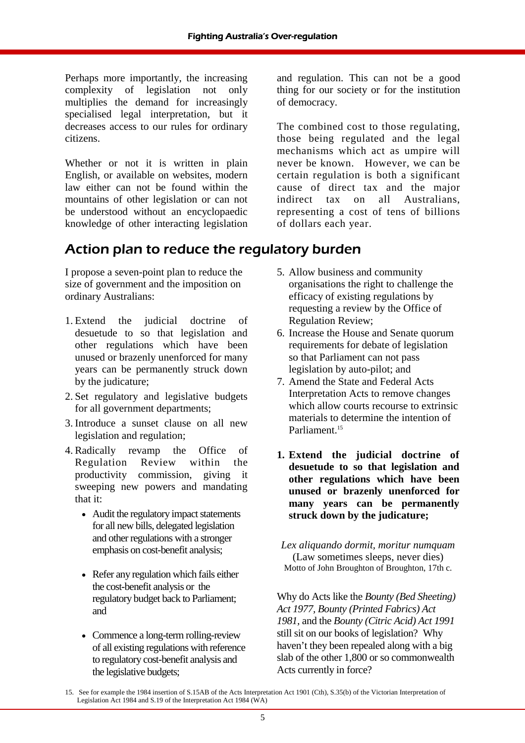Perhaps more importantly, the increasing complexity of legislation not only multiplies the demand for increasingly specialised legal interpretation, but it decreases access to our rules for ordinary citizens.

Whether or not it is written in plain English, or available on websites, modern law either can not be found within the mountains of other legislation or can not be understood without an encyclopaedic knowledge of other interacting legislation and regulation. This can not be a good thing for our society or for the institution of democracy.

The combined cost to those regulating, those being regulated and the legal mechanisms which act as umpire will never be known. However, we can be certain regulation is both a significant cause of direct tax and the major indirect tax on all Australians, representing a cost of tens of billions of dollars each year.

## Action plan to reduce the regulatory burden

I propose a seven-point plan to reduce the size of government and the imposition on ordinary Australians:

1. Extend the judicial doctrine of desuetude to so that legislation and other regulations which have been unused or brazenly unenforced for many years can be permanently struck down by the judicature;
2. Set regulatory and legislative budgets for all government departments;
3. Introduce a sunset clause on all new legislation and regulation;
4. Radically revamp the Office of Regulation Review within the productivity commission, giving it sweeping new powers and mandating that it:
   - Audit the regulatory impact statements for all new bills, delegated legislation and other regulations with a stronger emphasis on cost-benefit analysis;
   - Refer any regulation which fails either the cost-benefit analysis or the regulatory budget back to Parliament; and
   - Commence a long-term rolling-review of all existing regulations with reference to regulatory cost-benefit analysis and the legislative budgets;
5. Allow business and community organisations the right to challenge the efficacy of existing regulations by requesting a review by the Office of Regulation Review;
6. Increase the House and Senate quorum requirements for debate of legislation so that Parliament can not pass legislation by auto-pilot; and
7. Amend the State and Federal Acts Interpretation Acts to remove changes which allow courts recourse to extrinsic materials to determine the intention of Parliament.[15]

**1. Extend the judicial doctrine of desuetude to so that legislation and other regulations which have been unused or brazenly unenforced for many years can be permanently struck down by the judicature;**

*Lex aliquando dormit, moritur numquam*
(Law sometimes sleeps, never dies)
Motto of John Broughton of Broughton, 17th c.

Why do Acts like the *Bounty (Bed Sheeting) Act 1977*, *Bounty (Printed Fabrics) Act 1981*, and the *Bounty (Citric Acid) Act 1991* still sit on our books of legislation? Why haven't they been repealed along with a big slab of the other 1,800 or so commonwealth Acts currently in force?

15. See for example the 1984 insertion of S.15AB of the Acts Interpretation Act 1901 (Cth), S.35(b) of the Victorian Interpretation of Legislation Act 1984 and S.19 of the Interpretation Act 1984 (WA)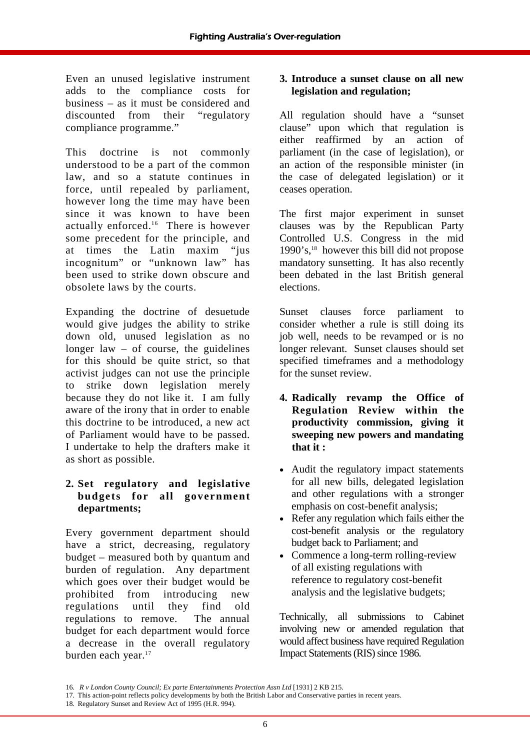Even an unused legislative instrument adds to the compliance costs for business – as it must be considered and discounted from their "regulatory compliance programme."

This doctrine is not commonly understood to be a part of the common law, and so a statute continues in force, until repealed by parliament, however long the time may have been since it was known to have been actually enforced.[16] There is however some precedent for the principle, and at times the Latin maxim "jus incognitum" or "unknown law" has been used to strike down obscure and obsolete laws by the courts.

Expanding the doctrine of desuetude would give judges the ability to strike down old, unused legislation as no longer law – of course, the guidelines for this should be quite strict, so that activist judges can not use the principle to strike down legislation merely because they do not like it. I am fully aware of the irony that in order to enable this doctrine to be introduced, a new act of Parliament would have to be passed. I undertake to help the drafters make it as short as possible.

**2. Set regulatory and legislative budgets for all government departments;**

Every government department should have a strict, decreasing, regulatory budget – measured both by quantum and burden of regulation. Any department which goes over their budget would be prohibited from introducing new regulations until they find old regulations to remove. The annual budget for each department would force a decrease in the overall regulatory burden each year.[17]

**3. Introduce a sunset clause on all new legislation and regulation;**

All regulation should have a "sunset clause" upon which that regulation is either reaffirmed by an action of parliament (in the case of legislation), or an action of the responsible minister (in the case of delegated legislation) or it ceases operation.

The first major experiment in sunset clauses was by the Republican Party Controlled U.S. Congress in the mid 1990's,[18] however this bill did not propose mandatory sunsetting. It has also recently been debated in the last British general elections.

Sunset clauses force parliament to consider whether a rule is still doing its job well, needs to be revamped or is no longer relevant. Sunset clauses should set specified timeframes and a methodology for the sunset review.

**4. Radically revamp the Office of Regulation Review within the productivity commission, giving it sweeping new powers and mandating that it :**

- Audit the regulatory impact statements for all new bills, delegated legislation and other regulations with a stronger emphasis on cost-benefit analysis;
- Refer any regulation which fails either the cost-benefit analysis or the regulatory budget back to Parliament; and
- Commence a long-term rolling-review of all existing regulations with reference to regulatory cost-benefit analysis and the legislative budgets;

Technically, all submissions to Cabinet involving new or amended regulation that would affect business have required Regulation Impact Statements (RIS) since 1986.

---

16. *R v London County Council; Ex parte Entertainments Protection Assn Ltd* [1931] 2 KB 215.
17. This action-point reflects policy developments by both the British Labor and Conservative parties in recent years.
18. Regulatory Sunset and Review Act of 1995 (H.R. 994).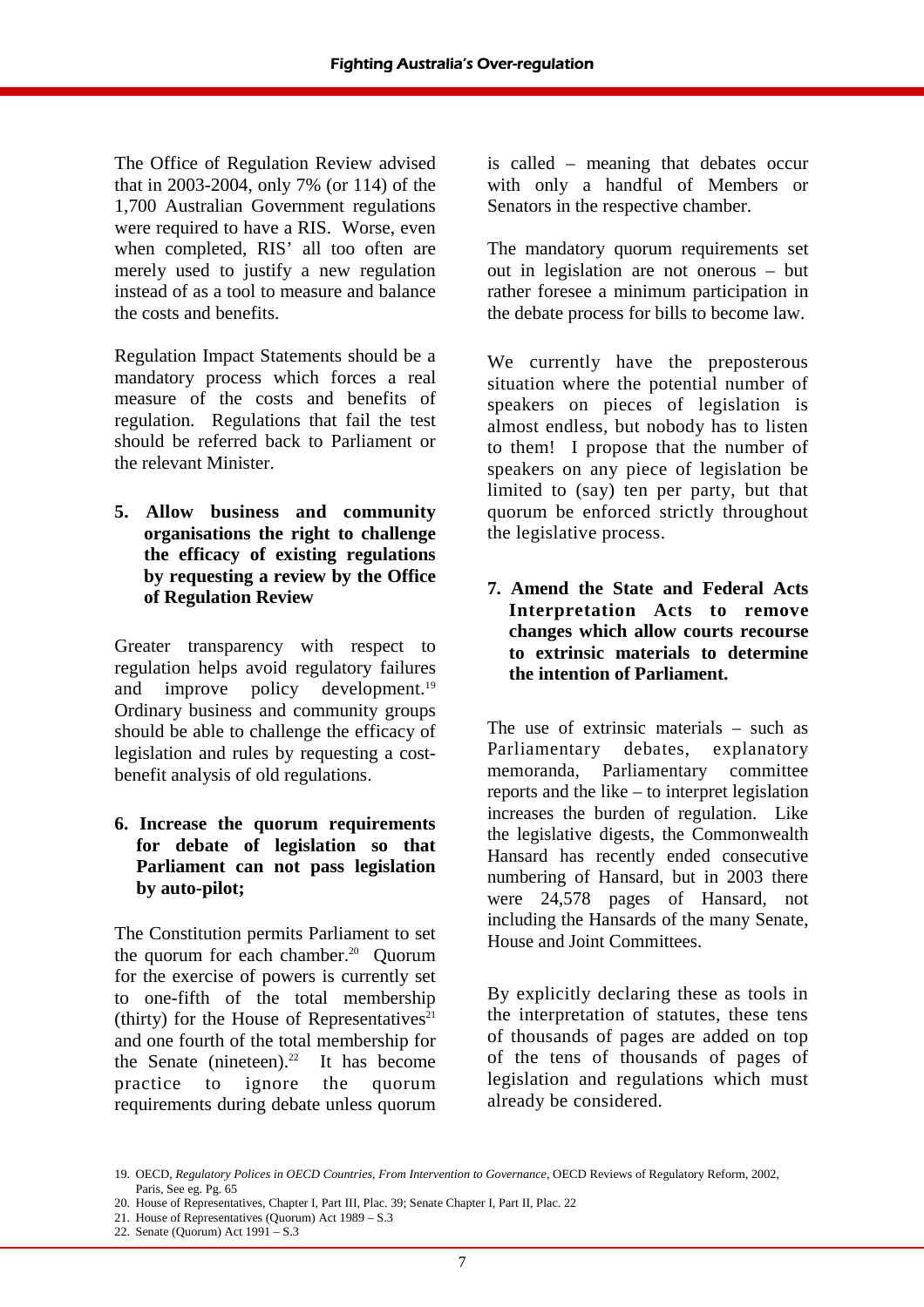The Office of Regulation Review advised that in 2003-2004, only 7% (or 114) of the 1,700 Australian Government regulations were required to have a RIS. Worse, even when completed, RIS' all too often are merely used to justify a new regulation instead of as a tool to measure and balance the costs and benefits.

Regulation Impact Statements should be a mandatory process which forces a real measure of the costs and benefits of regulation. Regulations that fail the test should be referred back to Parliament or the relevant Minister.

**5. Allow business and community organisations the right to challenge the efficacy of existing regulations by requesting a review by the Office of Regulation Review**

Greater transparency with respect to regulation helps avoid regulatory failures and improve policy development.[19] Ordinary business and community groups should be able to challenge the efficacy of legislation and rules by requesting a cost-benefit analysis of old regulations.

**6. Increase the quorum requirements for debate of legislation so that Parliament can not pass legislation by auto-pilot;**

The Constitution permits Parliament to set the quorum for each chamber.[20] Quorum for the exercise of powers is currently set to one-fifth of the total membership (thirty) for the House of Representatives[21] and one fourth of the total membership for the Senate (nineteen).[22] It has become practice to ignore the quorum requirements during debate unless quorum is called – meaning that debates occur with only a handful of Members or Senators in the respective chamber.

The mandatory quorum requirements set out in legislation are not onerous – but rather foresee a minimum participation in the debate process for bills to become law.

We currently have the preposterous situation where the potential number of speakers on pieces of legislation is almost endless, but nobody has to listen to them! I propose that the number of speakers on any piece of legislation be limited to (say) ten per party, but that quorum be enforced strictly throughout the legislative process.

**7. Amend the State and Federal Acts Interpretation Acts to remove changes which allow courts recourse to extrinsic materials to determine the intention of Parliament.**

The use of extrinsic materials – such as Parliamentary debates, explanatory memoranda, Parliamentary committee reports and the like – to interpret legislation increases the burden of regulation. Like the legislative digests, the Commonwealth Hansard has recently ended consecutive numbering of Hansard, but in 2003 there were 24,578 pages of Hansard, not including the Hansards of the many Senate, House and Joint Committees.

By explicitly declaring these as tools in the interpretation of statutes, these tens of thousands of pages are added on top of the tens of thousands of pages of legislation and regulations which must already be considered.

19. OECD, *Regulatory Polices in OECD Countries, From Intervention to Governance*, OECD Reviews of Regulatory Reform, 2002, Paris, See eg. Pg. 65
20. House of Representatives, Chapter I, Part III, Plac. 39; Senate Chapter I, Part II, Plac. 22
21. House of Representatives (Quorum) Act 1989 – S.3
22. Senate (Quorum) Act 1991 – S.3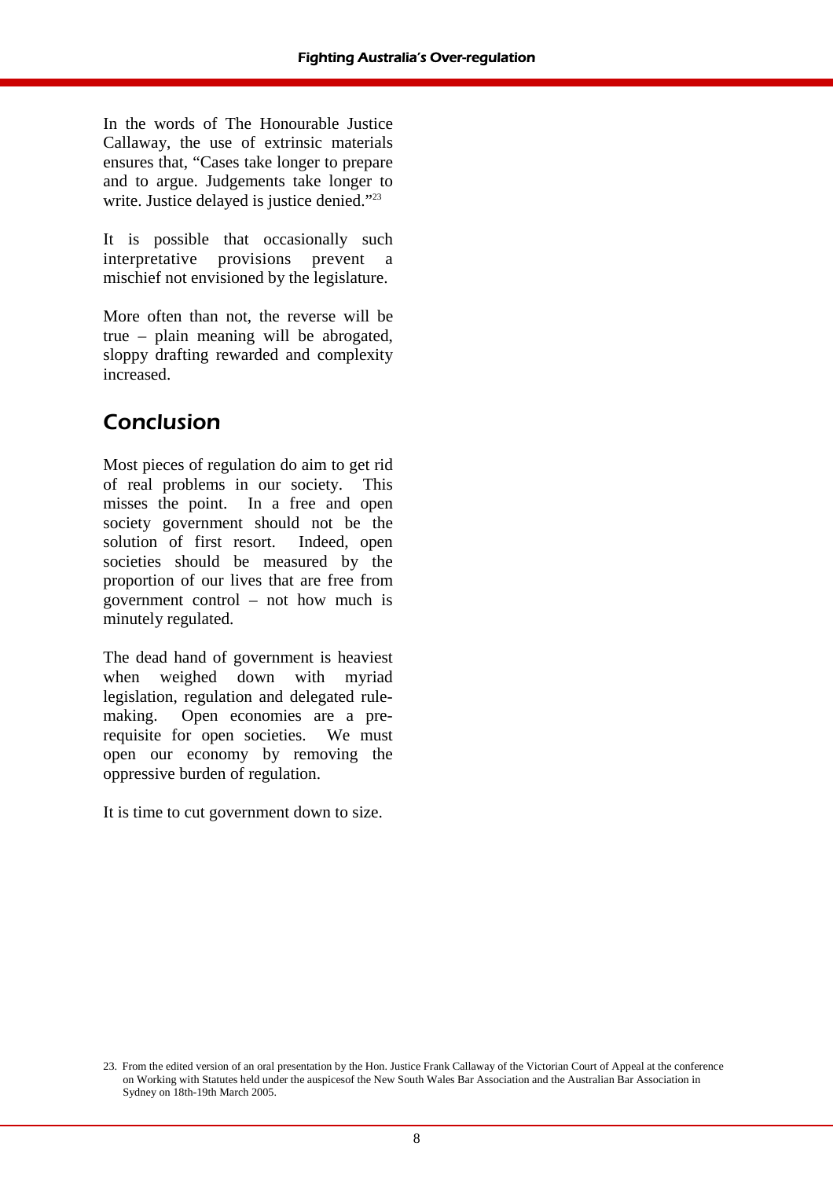In the words of The Honourable Justice Callaway, the use of extrinsic materials ensures that, "Cases take longer to prepare and to argue. Judgements take longer to write. Justice delayed is justice denied."[23]

It is possible that occasionally such interpretative provisions prevent a mischief not envisioned by the legislature.

More often than not, the reverse will be true – plain meaning will be abrogated, sloppy drafting rewarded and complexity increased.

## Conclusion

Most pieces of regulation do aim to get rid of real problems in our society. This misses the point. In a free and open society government should not be the solution of first resort. Indeed, open societies should be measured by the proportion of our lives that are free from government control – not how much is minutely regulated.

The dead hand of government is heaviest when weighed down with myriad legislation, regulation and delegated rule-making. Open economies are a pre-requisite for open societies. We must open our economy by removing the oppressive burden of regulation.

It is time to cut government down to size.

23. From the edited version of an oral presentation by the Hon. Justice Frank Callaway of the Victorian Court of Appeal at the conference on Working with Statutes held under the auspicesof the New South Wales Bar Association and the Australian Bar Association in Sydney on 18th-19th March 2005.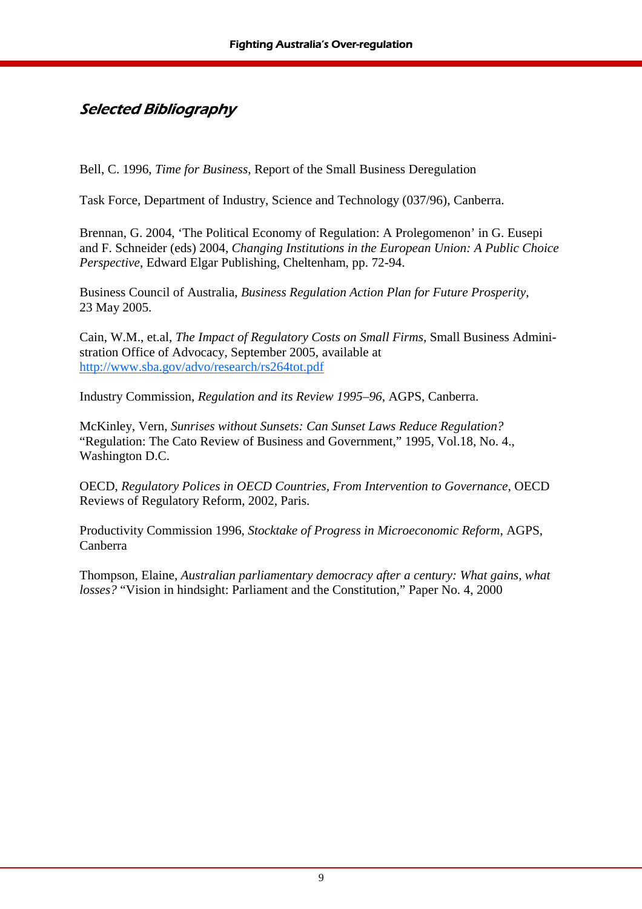## *Selected Bibliography*

Bell, C. 1996, *Time for Business*, Report of the Small Business Deregulation

Task Force, Department of Industry, Science and Technology (037/96), Canberra.

Brennan, G. 2004, 'The Political Economy of Regulation: A Prolegomenon' in G. Eusepi and F. Schneider (eds) 2004, *Changing Institutions in the European Union: A Public Choice Perspective*, Edward Elgar Publishing, Cheltenham, pp. 72-94.

Business Council of Australia, *Business Regulation Action Plan for Future Prosperity*, 23 May 2005.

Cain, W.M., et.al, *The Impact of Regulatory Costs on Small Firms*, Small Business Administration Office of Advocacy, September 2005, available at http://www.sba.gov/advo/research/rs264tot.pdf

Industry Commission, *Regulation and its Review 1995–96*, AGPS, Canberra.

McKinley, Vern, *Sunrises without Sunsets: Can Sunset Laws Reduce Regulation?* "Regulation: The Cato Review of Business and Government," 1995, Vol.18, No. 4., Washington D.C.

OECD, *Regulatory Polices in OECD Countries, From Intervention to Governance*, OECD Reviews of Regulatory Reform, 2002, Paris.

Productivity Commission 1996, *Stocktake of Progress in Microeconomic Reform*, AGPS, Canberra

Thompson, Elaine, *Australian parliamentary democracy after a century: What gains, what losses?* "Vision in hindsight: Parliament and the Constitution," Paper No. 4, 2000